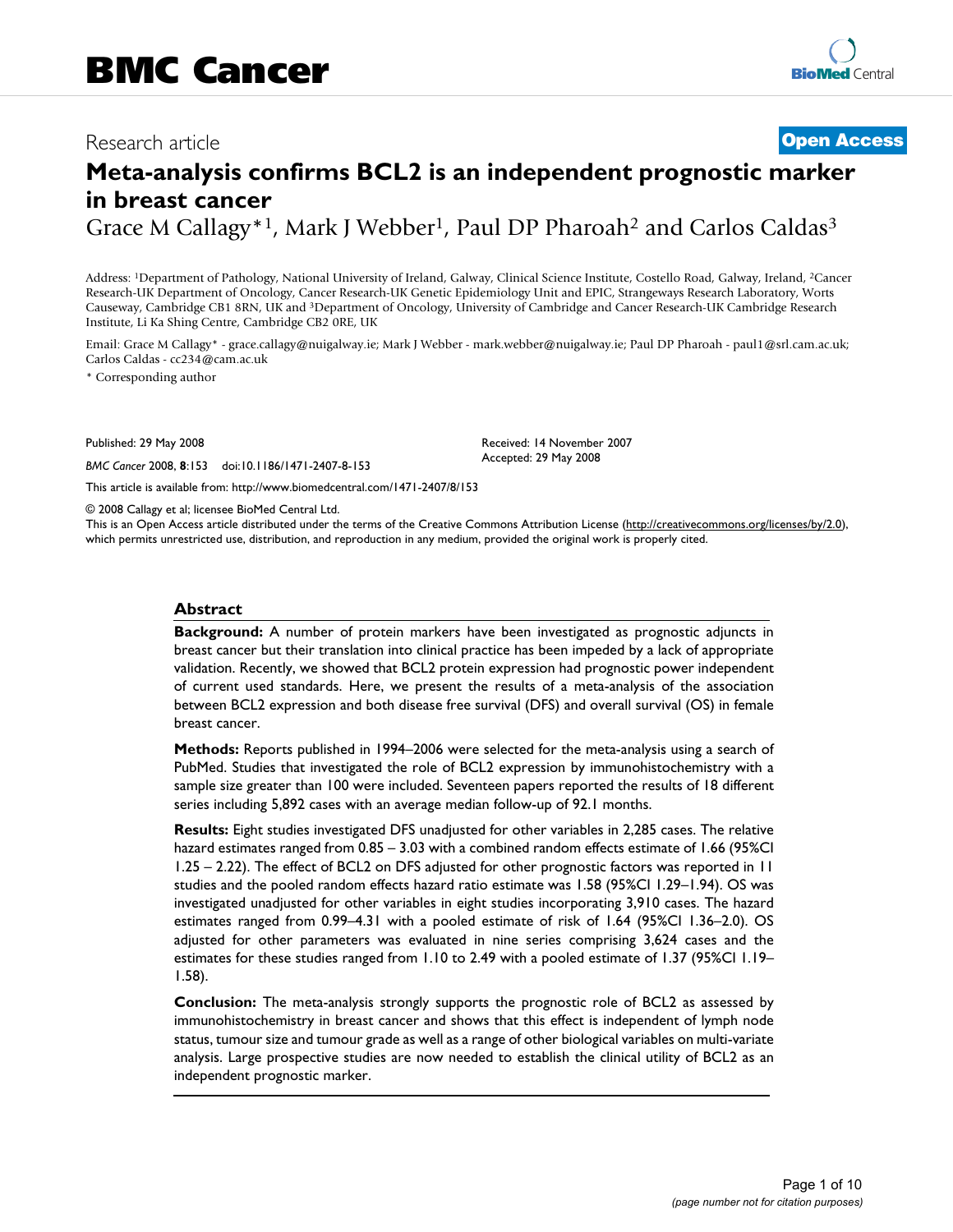# BMC Cancer

Research article

**Open Access**

# Meta-analysis confirms BCL2 is an independent prognostic marker in breast cancer

Grace M Callagy*[1], Mark J Webber[1], Paul DP Pharoah[2] and Carlos Caldas[3]

Address: [1]Department of Pathology, National University of Ireland, Galway, Clinical Science Institute, Costello Road, Galway, Ireland, [2]Cancer Research-UK Department of Oncology, Cancer Research-UK Genetic Epidemiology Unit and EPIC, Strangeways Research Laboratory, Worts Causeway, Cambridge CB1 8RN, UK and [3]Department of Oncology, University of Cambridge and Cancer Research-UK Cambridge Research Institute, Li Ka Shing Centre, Cambridge CB2 0RE, UK

Email: Grace M Callagy* - grace.callagy@nuigalway.ie; Mark J Webber - mark.webber@nuigalway.ie; Paul DP Pharoah - paul1@srl.cam.ac.uk; Carlos Caldas - cc234@cam.ac.uk

* Corresponding author

Published: 29 May 2008

*BMC Cancer* 2008, **8**:153 doi:10.1186/1471-2407-8-153

Received: 14 November 2007
Accepted: 29 May 2008

This article is available from: http://www.biomedcentral.com/1471-2407/8/153

© 2008 Callagy et al; licensee BioMed Central Ltd.
This is an Open Access article distributed under the terms of the Creative Commons Attribution License (http://creativecommons.org/licenses/by/2.0), which permits unrestricted use, distribution, and reproduction in any medium, provided the original work is properly cited.

## Abstract

**Background:** A number of protein markers have been investigated as prognostic adjuncts in breast cancer but their translation into clinical practice has been impeded by a lack of appropriate validation. Recently, we showed that BCL2 protein expression had prognostic power independent of current used standards. Here, we present the results of a meta-analysis of the association between BCL2 expression and both disease free survival (DFS) and overall survival (OS) in female breast cancer.

**Methods:** Reports published in 1994–2006 were selected for the meta-analysis using a search of PubMed. Studies that investigated the role of BCL2 expression by immunohistochemistry with a sample size greater than 100 were included. Seventeen papers reported the results of 18 different series including 5,892 cases with an average median follow-up of 92.1 months.

**Results:** Eight studies investigated DFS unadjusted for other variables in 2,285 cases. The relative hazard estimates ranged from 0.85 – 3.03 with a combined random effects estimate of 1.66 (95%CI 1.25 – 2.22). The effect of BCL2 on DFS adjusted for other prognostic factors was reported in 11 studies and the pooled random effects hazard ratio estimate was 1.58 (95%CI 1.29–1.94). OS was investigated unadjusted for other variables in eight studies incorporating 3,910 cases. The hazard estimates ranged from 0.99–4.31 with a pooled estimate of risk of 1.64 (95%CI 1.36–2.0). OS adjusted for other parameters was evaluated in nine series comprising 3,624 cases and the estimates for these studies ranged from 1.10 to 2.49 with a pooled estimate of 1.37 (95%CI 1.19–1.58).

**Conclusion:** The meta-analysis strongly supports the prognostic role of BCL2 as assessed by immunohistochemistry in breast cancer and shows that this effect is independent of lymph node status, tumour size and tumour grade as well as a range of other biological variables on multi-variate analysis. Large prospective studies are now needed to establish the clinical utility of BCL2 as an independent prognostic marker.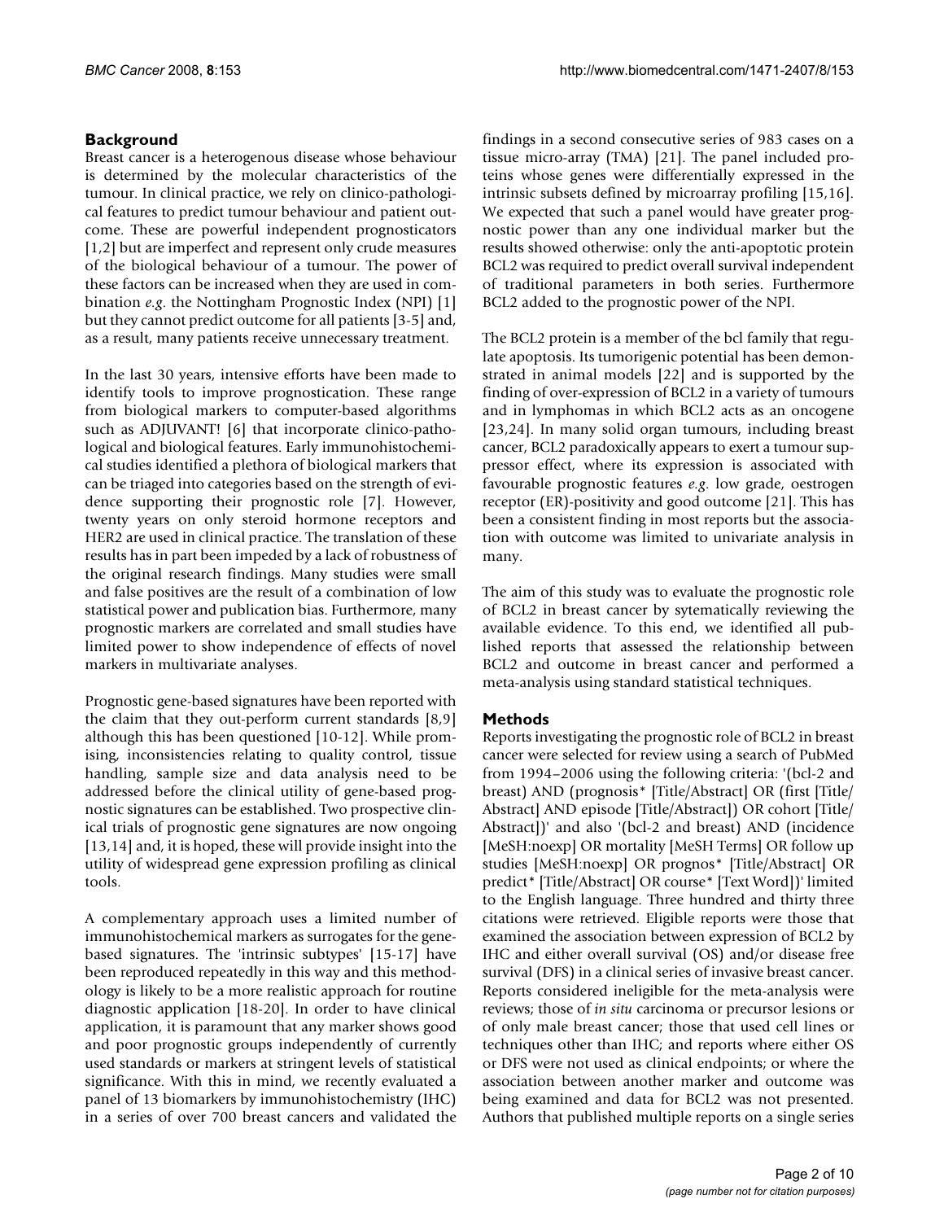## Background

Breast cancer is a heterogenous disease whose behaviour is determined by the molecular characteristics of the tumour. In clinical practice, we rely on clinico-pathological features to predict tumour behaviour and patient outcome. These are powerful independent prognosticators [1,2] but are imperfect and represent only crude measures of the biological behaviour of a tumour. The power of these factors can be increased when they are used in combination *e.g.* the Nottingham Prognostic Index (NPI) [1] but they cannot predict outcome for all patients [3-5] and, as a result, many patients receive unnecessary treatment.

In the last 30 years, intensive efforts have been made to identify tools to improve prognostication. These range from biological markers to computer-based algorithms such as ADJUVANT! [6] that incorporate clinico-pathological and biological features. Early immunohistochemical studies identified a plethora of biological markers that can be triaged into categories based on the strength of evidence supporting their prognostic role [7]. However, twenty years on only steroid hormone receptors and HER2 are used in clinical practice. The translation of these results has in part been impeded by a lack of robustness of the original research findings. Many studies were small and false positives are the result of a combination of low statistical power and publication bias. Furthermore, many prognostic markers are correlated and small studies have limited power to show independence of effects of novel markers in multivariate analyses.

Prognostic gene-based signatures have been reported with the claim that they out-perform current standards [8,9] although this has been questioned [10-12]. While promising, inconsistencies relating to quality control, tissue handling, sample size and data analysis need to be addressed before the clinical utility of gene-based prognostic signatures can be established. Two prospective clinical trials of prognostic gene signatures are now ongoing [13,14] and, it is hoped, these will provide insight into the utility of widespread gene expression profiling as clinical tools.

A complementary approach uses a limited number of immunohistochemical markers as surrogates for the gene-based signatures. The 'intrinsic subtypes' [15-17] have been reproduced repeatedly in this way and this methodology is likely to be a more realistic approach for routine diagnostic application [18-20]. In order to have clinical application, it is paramount that any marker shows good and poor prognostic groups independently of currently used standards or markers at stringent levels of statistical significance. With this in mind, we recently evaluated a panel of 13 biomarkers by immunohistochemistry (IHC) in a series of over 700 breast cancers and validated the findings in a second consecutive series of 983 cases on a tissue micro-array (TMA) [21]. The panel included proteins whose genes were differentially expressed in the intrinsic subsets defined by microarray profiling [15,16]. We expected that such a panel would have greater prognostic power than any one individual marker but the results showed otherwise: only the anti-apoptotic protein BCL2 was required to predict overall survival independent of traditional parameters in both series. Furthermore BCL2 added to the prognostic power of the NPI.

The BCL2 protein is a member of the bcl family that regulate apoptosis. Its tumorigenic potential has been demonstrated in animal models [22] and is supported by the finding of over-expression of BCL2 in a variety of tumours and in lymphomas in which BCL2 acts as an oncogene [23,24]. In many solid organ tumours, including breast cancer, BCL2 paradoxically appears to exert a tumour suppressor effect, where its expression is associated with favourable prognostic features *e.g.* low grade, oestrogen receptor (ER)-positivity and good outcome [21]. This has been a consistent finding in most reports but the association with outcome was limited to univariate analysis in many.

The aim of this study was to evaluate the prognostic role of BCL2 in breast cancer by sytematically reviewing the available evidence. To this end, we identified all published reports that assessed the relationship between BCL2 and outcome in breast cancer and performed a meta-analysis using standard statistical techniques.

## Methods

Reports investigating the prognostic role of BCL2 in breast cancer were selected for review using a search of PubMed from 1994–2006 using the following criteria: '(bcl-2 and breast) AND (prognosis* [Title/Abstract] OR (first [Title/Abstract] AND episode [Title/Abstract]) OR cohort [Title/Abstract])' and also '(bcl-2 and breast) AND (incidence [MeSH:noexp] OR mortality [MeSH Terms] OR follow up studies [MeSH:noexp] OR prognos* [Title/Abstract] OR predict* [Title/Abstract] OR course* [Text Word])' limited to the English language. Three hundred and thirty three citations were retrieved. Eligible reports were those that examined the association between expression of BCL2 by IHC and either overall survival (OS) and/or disease free survival (DFS) in a clinical series of invasive breast cancer. Reports considered ineligible for the meta-analysis were reviews; those of *in situ* carcinoma or precursor lesions or of only male breast cancer; those that used cell lines or techniques other than IHC; and reports where either OS or DFS were not used as clinical endpoints; or where the association between another marker and outcome was being examined and data for BCL2 was not presented. Authors that published multiple reports on a single series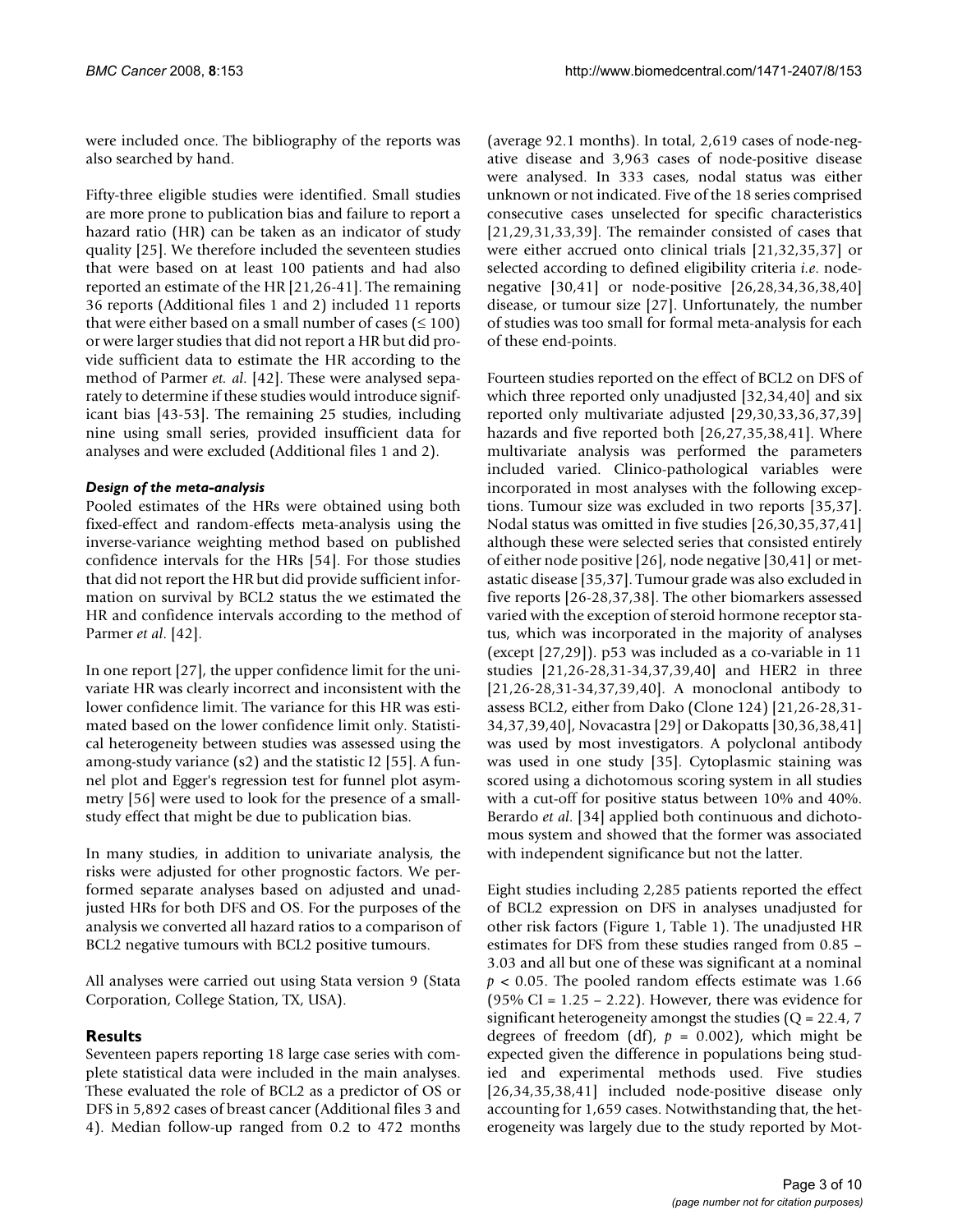were included once. The bibliography of the reports was also searched by hand.

Fifty-three eligible studies were identified. Small studies are more prone to publication bias and failure to report a hazard ratio (HR) can be taken as an indicator of study quality [25]. We therefore included the seventeen studies that were based on at least 100 patients and had also reported an estimate of the HR [21,26-41]. The remaining 36 reports (Additional files 1 and 2) included 11 reports that were either based on a small number of cases (≤ 100) or were larger studies that did not report a HR but did provide sufficient data to estimate the HR according to the method of Parmer *et. al.* [42]. These were analysed separately to determine if these studies would introduce significant bias [43-53]. The remaining 25 studies, including nine using small series, provided insufficient data for analyses and were excluded (Additional files 1 and 2).

### *Design of the meta-analysis*

Pooled estimates of the HRs were obtained using both fixed-effect and random-effects meta-analysis using the inverse-variance weighting method based on published confidence intervals for the HRs [54]. For those studies that did not report the HR but did provide sufficient information on survival by BCL2 status the we estimated the HR and confidence intervals according to the method of Parmer *et al.* [42].

In one report [27], the upper confidence limit for the univariate HR was clearly incorrect and inconsistent with the lower confidence limit. The variance for this HR was estimated based on the lower confidence limit only. Statistical heterogeneity between studies was assessed using the among-study variance (s2) and the statistic I2 [55]. A funnel plot and Egger's regression test for funnel plot asymmetry [56] were used to look for the presence of a small-study effect that might be due to publication bias.

In many studies, in addition to univariate analysis, the risks were adjusted for other prognostic factors. We performed separate analyses based on adjusted and unadjusted HRs for both DFS and OS. For the purposes of the analysis we converted all hazard ratios to a comparison of BCL2 negative tumours with BCL2 positive tumours.

All analyses were carried out using Stata version 9 (Stata Corporation, College Station, TX, USA).

## Results

Seventeen papers reporting 18 large case series with complete statistical data were included in the main analyses. These evaluated the role of BCL2 as a predictor of OS or DFS in 5,892 cases of breast cancer (Additional files 3 and 4). Median follow-up ranged from 0.2 to 472 months (average 92.1 months). In total, 2,619 cases of node-negative disease and 3,963 cases of node-positive disease were analysed. In 333 cases, nodal status was either unknown or not indicated. Five of the 18 series comprised consecutive cases unselected for specific characteristics [21,29,31,33,39]. The remainder consisted of cases that were either accrued onto clinical trials [21,32,35,37] or selected according to defined eligibility criteria *i.e.* node-negative [30,41] or node-positive [26,28,34,36,38,40] disease, or tumour size [27]. Unfortunately, the number of studies was too small for formal meta-analysis for each of these end-points.

Fourteen studies reported on the effect of BCL2 on DFS of which three reported only unadjusted [32,34,40] and six reported only multivariate adjusted [29,30,33,36,37,39] hazards and five reported both [26,27,35,38,41]. Where multivariate analysis was performed the parameters included varied. Clinico-pathological variables were incorporated in most analyses with the following exceptions. Tumour size was excluded in two reports [35,37]. Nodal status was omitted in five studies [26,30,35,37,41] although these were selected series that consisted entirely of either node positive [26], node negative [30,41] or metastatic disease [35,37]. Tumour grade was also excluded in five reports [26-28,37,38]. The other biomarkers assessed varied with the exception of steroid hormone receptor status, which was incorporated in the majority of analyses (except [27,29]). p53 was included as a co-variable in 11 studies [21,26-28,31-34,37,39,40] and HER2 in three [21,26-28,31-34,37,39,40]. A monoclonal antibody to assess BCL2, either from Dako (Clone 124) [21,26-28,31-34,37,39,40], Novacastra [29] or Dakopatts [30,36,38,41] was used by most investigators. A polyclonal antibody was used in one study [35]. Cytoplasmic staining was scored using a dichotomous scoring system in all studies with a cut-off for positive status between 10% and 40%. Berardo *et al.* [34] applied both continuous and dichotomous system and showed that the former was associated with independent significance but not the latter.

Eight studies including 2,285 patients reported the effect of BCL2 expression on DFS in analyses unadjusted for other risk factors (Figure 1, Table 1). The unadjusted HR estimates for DFS from these studies ranged from 0.85 – 3.03 and all but one of these was significant at a nominal $p < 0.05$. The pooled random effects estimate was 1.66 (95% CI = 1.25 – 2.22). However, there was evidence for significant heterogeneity amongst the studies (Q = 22.4, 7 degrees of freedom (df), $p = 0.002$), which might be expected given the difference in populations being studied and experimental methods used. Five studies [26,34,35,38,41] included node-positive disease only accounting for 1,659 cases. Notwithstanding that, the heterogeneity was largely due to the study reported by Mot-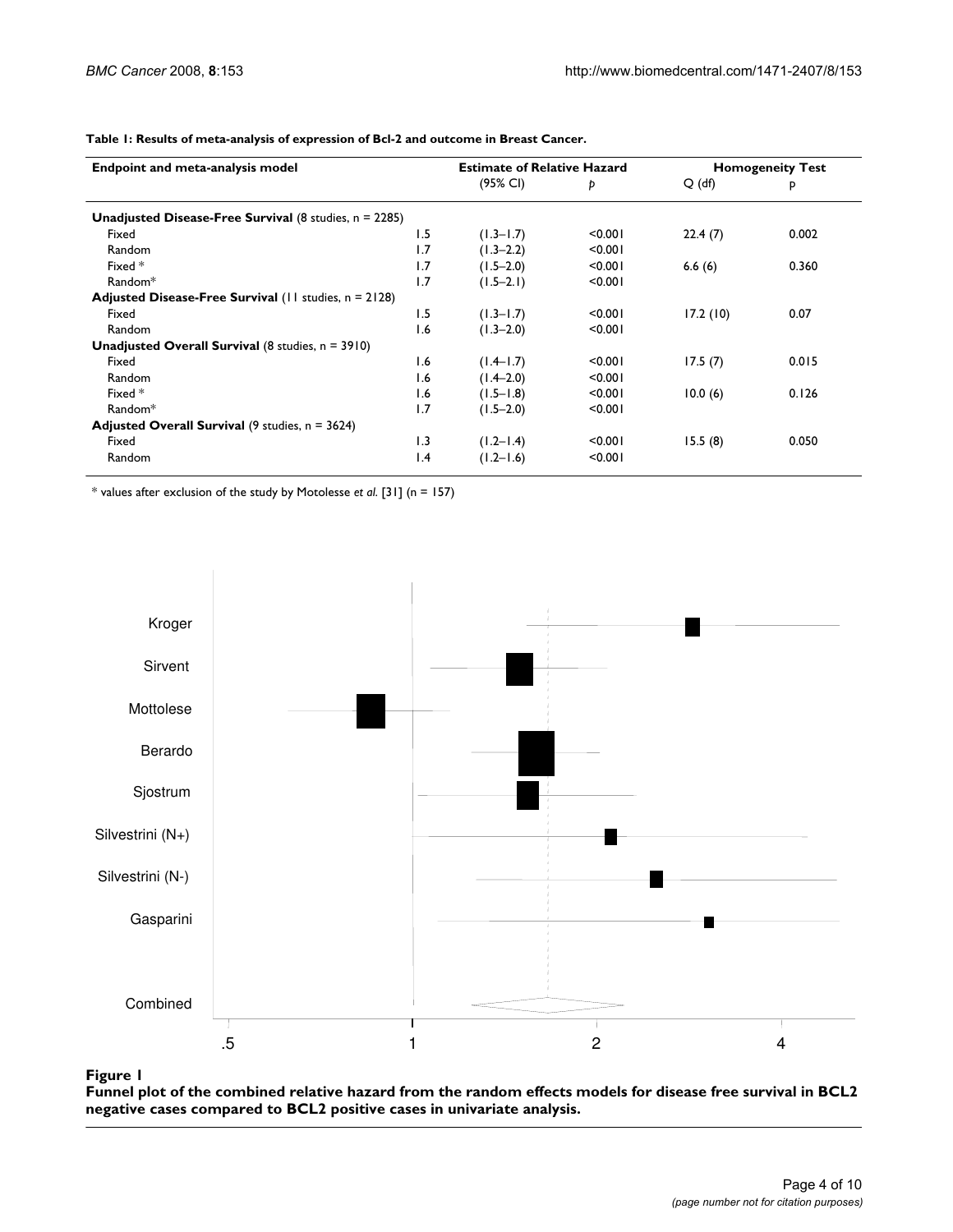**Table 1: Results of meta-analysis of expression of Bcl-2 and outcome in Breast Cancer.**

| Endpoint and meta-analysis model | Estimate of Relative Hazard | | | Homogeneity Test | |
|---|---|---|---|---|---|
| | | (95% CI) | p | Q (df) | p |
| **Unadjusted Disease-Free Survival** (8 studies, n = 2285) | | | | | |
| Fixed | 1.5 | (1.3–1.7) | <0.001 | 22.4 (7) | 0.002 |
| Random | 1.7 | (1.3–2.2) | <0.001 | | |
| Fixed * | 1.7 | (1.5–2.0) | <0.001 | 6.6 (6) | 0.360 |
| Random* | 1.7 | (1.5–2.1) | <0.001 | | |
| **Adjusted Disease-Free Survival** (11 studies, n = 2128) | | | | | |
| Fixed | 1.5 | (1.3–1.7) | <0.001 | 17.2 (10) | 0.07 |
| Random | 1.6 | (1.3–2.0) | <0.001 | | |
| **Unadjusted Overall Survival** (8 studies, n = 3910) | | | | | |
| Fixed | 1.6 | (1.4–1.7) | <0.001 | 17.5 (7) | 0.015 |
| Random | 1.6 | (1.4–2.0) | <0.001 | | |
| Fixed * | 1.6 | (1.5–1.8) | <0.001 | 10.0 (6) | 0.126 |
| Random* | 1.7 | (1.5–2.0) | <0.001 | | |
| **Adjusted Overall Survival** (9 studies, n = 3624) | | | | | |
| Fixed | 1.3 | (1.2–1.4) | <0.001 | 15.5 (8) | 0.050 |
| Random | 1.4 | (1.2–1.6) | <0.001 | | |

* values after exclusion of the study by Motolesse *et al.* [31] (n = 157)

**Figure 1**

**Funnel plot of the combined relative hazard from the random effects models for disease free survival in BCL2 negative cases compared to BCL2 positive cases in univariate analysis.**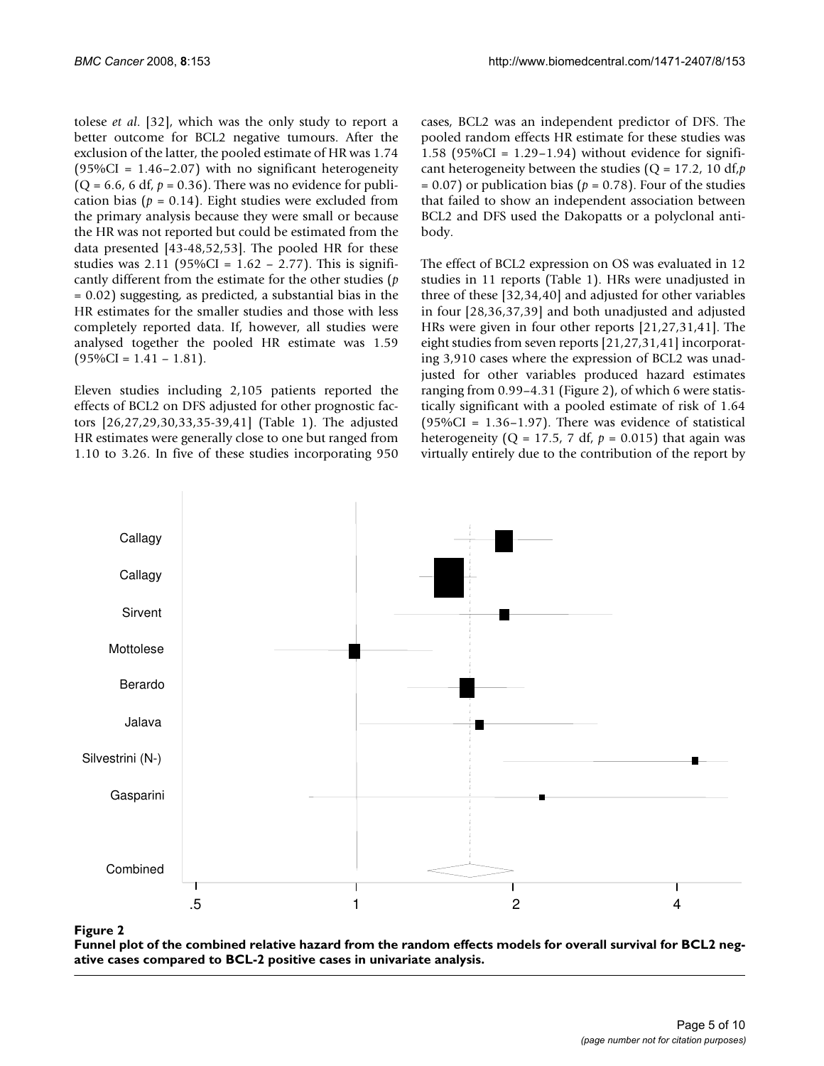tolese *et al*. [32], which was the only study to report a better outcome for BCL2 negative tumours. After the exclusion of the latter, the pooled estimate of HR was 1.74 (95%CI = 1.46–2.07) with no significant heterogeneity (Q = 6.6, 6 df, $p = 0.36$). There was no evidence for publication bias ($p = 0.14$). Eight studies were excluded from the primary analysis because they were small or because the HR was not reported but could be estimated from the data presented [43-48,52,53]. The pooled HR for these studies was 2.11 (95%CI = 1.62 – 2.77). This is significantly different from the estimate for the other studies ($p = 0.02$) suggesting, as predicted, a substantial bias in the HR estimates for the smaller studies and those with less completely reported data. If, however, all studies were analysed together the pooled HR estimate was 1.59 (95%CI = 1.41 – 1.81).

Eleven studies including 2,105 patients reported the effects of BCL2 on DFS adjusted for other prognostic factors [26,27,29,30,33,35-39,41] (Table 1). The adjusted HR estimates were generally close to one but ranged from 1.10 to 3.26. In five of these studies incorporating 950 cases, BCL2 was an independent predictor of DFS. The pooled random effects HR estimate for these studies was 1.58 (95%CI = 1.29–1.94) without evidence for significant heterogeneity between the studies (Q = 17.2, 10 df, $p = 0.07$) or publication bias ($p = 0.78$). Four of the studies that failed to show an independent association between BCL2 and DFS used the Dakopatts or a polyclonal antibody.

The effect of BCL2 expression on OS was evaluated in 12 studies in 11 reports (Table 1). HRs were unadjusted in three of these [32,34,40] and adjusted for other variables in four [28,36,37,39] and both unadjusted and adjusted HRs were given in four other reports [21,27,31,41]. The eight studies from seven reports [21,27,31,41] incorporating 3,910 cases where the expression of BCL2 was unadjusted for other variables produced hazard estimates ranging from 0.99–4.31 (Figure 2), of which 6 were statistically significant with a pooled estimate of risk of 1.64 (95%CI = 1.36–1.97). There was evidence of statistical heterogeneity (Q = 17.5, 7 df, $p = 0.015$) that again was virtually entirely due to the contribution of the report by

**Figure 2**

**Funnel plot of the combined relative hazard from the random effects models for overall survival for BCL2 negative cases compared to BCL-2 positive cases in univariate analysis.**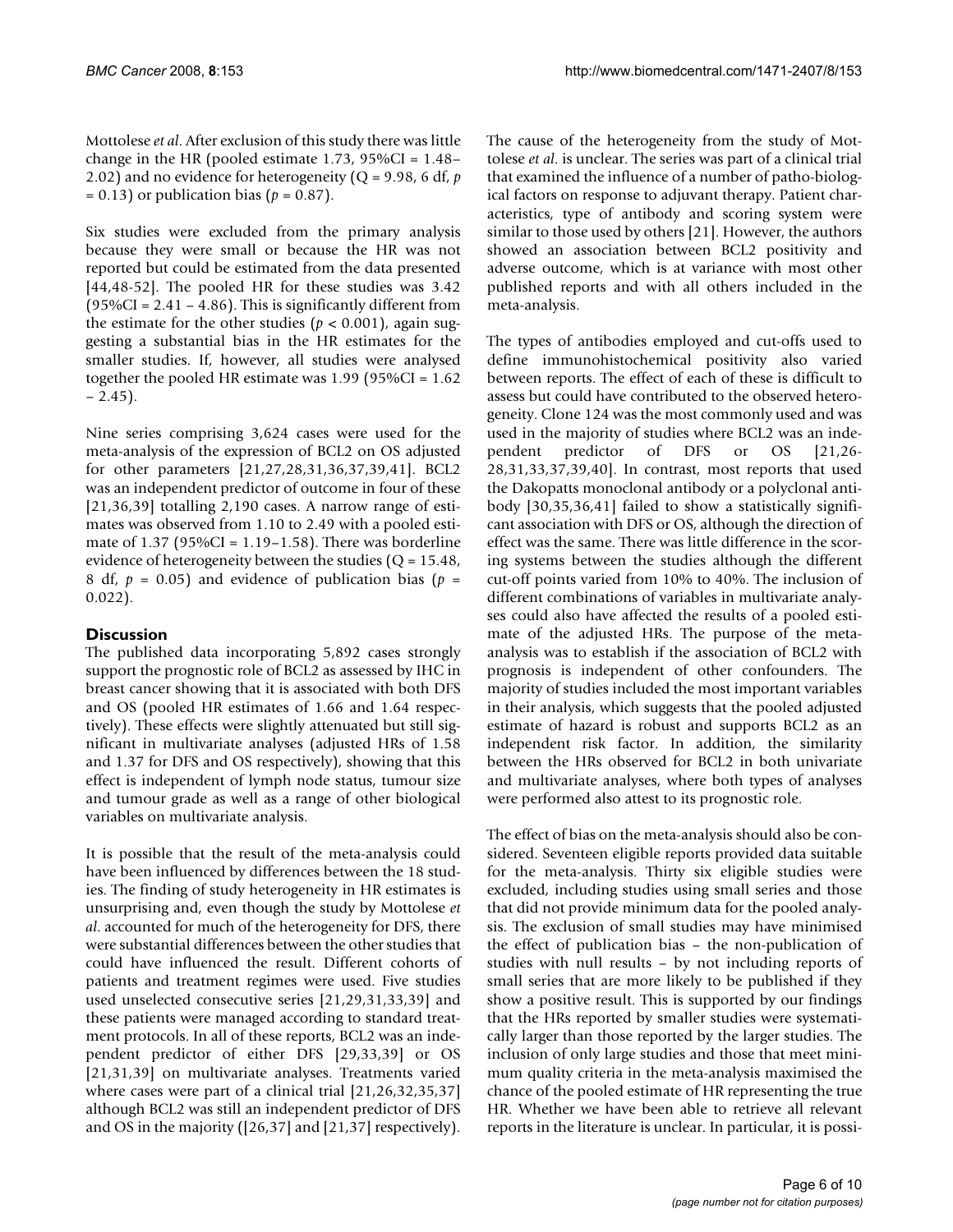Mottolese *et al*. After exclusion of this study there was little change in the HR (pooled estimate 1.73, 95%CI = 1.48–2.02) and no evidence for heterogeneity (Q = 9.98, 6 df, $p = 0.13$) or publication bias ($p = 0.87$).

Six studies were excluded from the primary analysis because they were small or because the HR was not reported but could be estimated from the data presented [44,48-52]. The pooled HR for these studies was 3.42 (95%CI = 2.41 – 4.86). This is significantly different from the estimate for the other studies ($p < 0.001$), again suggesting a substantial bias in the HR estimates for the smaller studies. If, however, all studies were analysed together the pooled HR estimate was 1.99 (95%CI = 1.62 – 2.45).

Nine series comprising 3,624 cases were used for the meta-analysis of the expression of BCL2 on OS adjusted for other parameters [21,27,28,31,36,37,39,41]. BCL2 was an independent predictor of outcome in four of these [21,36,39] totalling 2,190 cases. A narrow range of estimates was observed from 1.10 to 2.49 with a pooled estimate of 1.37 (95%CI = 1.19–1.58). There was borderline evidence of heterogeneity between the studies (Q = 15.48, 8 df, $p = 0.05$) and evidence of publication bias ($p = 0.022$).

## Discussion

The published data incorporating 5,892 cases strongly support the prognostic role of BCL2 as assessed by IHC in breast cancer showing that it is associated with both DFS and OS (pooled HR estimates of 1.66 and 1.64 respectively). These effects were slightly attenuated but still significant in multivariate analyses (adjusted HRs of 1.58 and 1.37 for DFS and OS respectively), showing that this effect is independent of lymph node status, tumour size and tumour grade as well as a range of other biological variables on multivariate analysis.

It is possible that the result of the meta-analysis could have been influenced by differences between the 18 studies. The finding of study heterogeneity in HR estimates is unsurprising and, even though the study by Mottolese *et al*. accounted for much of the heterogeneity for DFS, there were substantial differences between the other studies that could have influenced the result. Different cohorts of patients and treatment regimes were used. Five studies used unselected consecutive series [21,29,31,33,39] and these patients were managed according to standard treatment protocols. In all of these reports, BCL2 was an independent predictor of either DFS [29,33,39] or OS [21,31,39] on multivariate analyses. Treatments varied where cases were part of a clinical trial [21,26,32,35,37] although BCL2 was still an independent predictor of DFS and OS in the majority ([26,37] and [21,37] respectively).

The cause of the heterogeneity from the study of Mottolese *et al*. is unclear. The series was part of a clinical trial that examined the influence of a number of patho-biological factors on response to adjuvant therapy. Patient characteristics, type of antibody and scoring system were similar to those used by others [21]. However, the authors showed an association between BCL2 positivity and adverse outcome, which is at variance with most other published reports and with all others included in the meta-analysis.

The types of antibodies employed and cut-offs used to define immunohistochemical positivity also varied between reports. The effect of each of these is difficult to assess but could have contributed to the observed heterogeneity. Clone 124 was the most commonly used and was used in the majority of studies where BCL2 was an independent predictor of DFS or OS [21,26-28,31,33,37,39,40]. In contrast, most reports that used the Dakopatts monoclonal antibody or a polyclonal antibody [30,35,36,41] failed to show a statistically significant association with DFS or OS, although the direction of effect was the same. There was little difference in the scoring systems between the studies although the different cut-off points varied from 10% to 40%. The inclusion of different combinations of variables in multivariate analyses could also have affected the results of a pooled estimate of the adjusted HRs. The purpose of the meta-analysis was to establish if the association of BCL2 with prognosis is independent of other confounders. The majority of studies included the most important variables in their analysis, which suggests that the pooled adjusted estimate of hazard is robust and supports BCL2 as an independent risk factor. In addition, the similarity between the HRs observed for BCL2 in both univariate and multivariate analyses, where both types of analyses were performed also attest to its prognostic role.

The effect of bias on the meta-analysis should also be considered. Seventeen eligible reports provided data suitable for the meta-analysis. Thirty six eligible studies were excluded, including studies using small series and those that did not provide minimum data for the pooled analysis. The exclusion of small studies may have minimised the effect of publication bias – the non-publication of studies with null results – by not including reports of small series that are more likely to be published if they show a positive result. This is supported by our findings that the HRs reported by smaller studies were systematically larger than those reported by the larger studies. The inclusion of only large studies and those that meet minimum quality criteria in the meta-analysis maximised the chance of the pooled estimate of HR representing the true HR. Whether we have been able to retrieve all relevant reports in the literature is unclear. In particular, it is possi-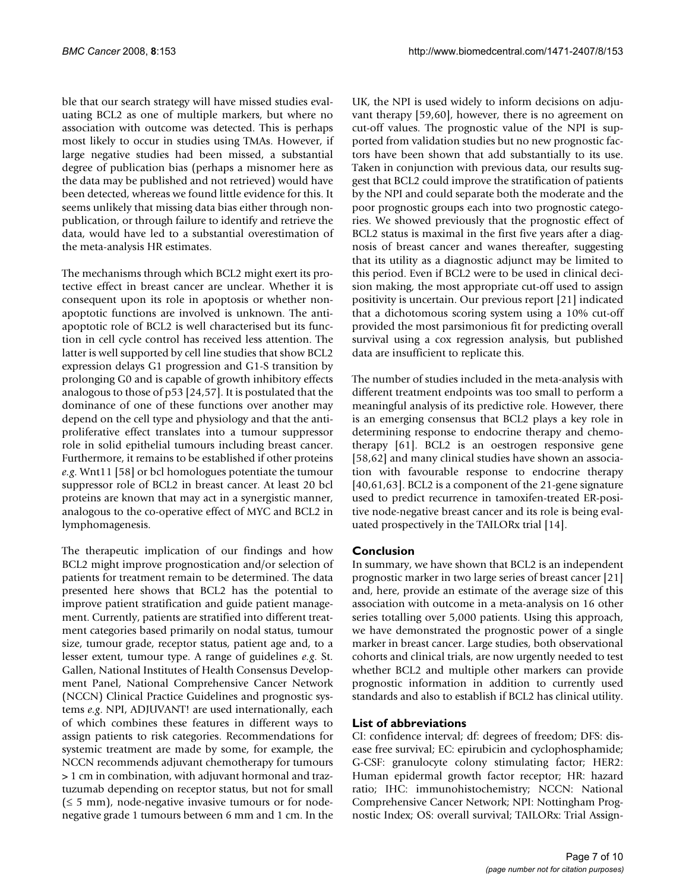ble that our search strategy will have missed studies evaluating BCL2 as one of multiple markers, but where no association with outcome was detected. This is perhaps most likely to occur in studies using TMAs. However, if large negative studies had been missed, a substantial degree of publication bias (perhaps a misnomer here as the data may be published and not retrieved) would have been detected, whereas we found little evidence for this. It seems unlikely that missing data bias either through non-publication, or through failure to identify and retrieve the data, would have led to a substantial overestimation of the meta-analysis HR estimates.

The mechanisms through which BCL2 might exert its protective effect in breast cancer are unclear. Whether it is consequent upon its role in apoptosis or whether non-apoptotic functions are involved is unknown. The anti-apoptotic role of BCL2 is well characterised but its function in cell cycle control has received less attention. The latter is well supported by cell line studies that show BCL2 expression delays G1 progression and G1-S transition by prolonging G0 and is capable of growth inhibitory effects analogous to those of p53 [24,57]. It is postulated that the dominance of one of these functions over another may depend on the cell type and physiology and that the anti-proliferative effect translates into a tumour suppressor role in solid epithelial tumours including breast cancer. Furthermore, it remains to be established if other proteins *e.g.* Wnt11 [58] or bcl homologues potentiate the tumour suppressor role of BCL2 in breast cancer. At least 20 bcl proteins are known that may act in a synergistic manner, analogous to the co-operative effect of MYC and BCL2 in lymphomagenesis.

The therapeutic implication of our findings and how BCL2 might improve prognostication and/or selection of patients for treatment remain to be determined. The data presented here shows that BCL2 has the potential to improve patient stratification and guide patient management. Currently, patients are stratified into different treatment categories based primarily on nodal status, tumour size, tumour grade, receptor status, patient age and, to a lesser extent, tumour type. A range of guidelines *e.g.* St. Gallen, National Institutes of Health Consensus Development Panel, National Comprehensive Cancer Network (NCCN) Clinical Practice Guidelines and prognostic systems *e.g.* NPI, ADJUVANT! are used internationally, each of which combines these features in different ways to assign patients to risk categories. Recommendations for systemic treatment are made by some, for example, the NCCN recommends adjuvant chemotherapy for tumours > 1 cm in combination, with adjuvant hormonal and traztuzumab depending on receptor status, but not for small (≤ 5 mm), node-negative invasive tumours or for node-negative grade 1 tumours between 6 mm and 1 cm. In the UK, the NPI is used widely to inform decisions on adjuvant therapy [59,60], however, there is no agreement on cut-off values. The prognostic value of the NPI is supported from validation studies but no new prognostic factors have been shown that add substantially to its use. Taken in conjunction with previous data, our results suggest that BCL2 could improve the stratification of patients by the NPI and could separate both the moderate and the poor prognostic groups each into two prognostic categories. We showed previously that the prognostic effect of BCL2 status is maximal in the first five years after a diagnosis of breast cancer and wanes thereafter, suggesting that its utility as a diagnostic adjunct may be limited to this period. Even if BCL2 were to be used in clinical decision making, the most appropriate cut-off used to assign positivity is uncertain. Our previous report [21] indicated that a dichotomous scoring system using a 10% cut-off provided the most parsimonious fit for predicting overall survival using a cox regression analysis, but published data are insufficient to replicate this.

The number of studies included in the meta-analysis with different treatment endpoints was too small to perform a meaningful analysis of its predictive role. However, there is an emerging consensus that BCL2 plays a key role in determining response to endocrine therapy and chemotherapy [61]. BCL2 is an oestrogen responsive gene [58,62] and many clinical studies have shown an association with favourable response to endocrine therapy [40,61,63]. BCL2 is a component of the 21-gene signature used to predict recurrence in tamoxifen-treated ER-positive node-negative breast cancer and its role is being evaluated prospectively in the TAILORx trial [14].

## Conclusion

In summary, we have shown that BCL2 is an independent prognostic marker in two large series of breast cancer [21] and, here, provide an estimate of the average size of this association with outcome in a meta-analysis on 16 other series totalling over 5,000 patients. Using this approach, we have demonstrated the prognostic power of a single marker in breast cancer. Large studies, both observational cohorts and clinical trials, are now urgently needed to test whether BCL2 and multiple other markers can provide prognostic information in addition to currently used standards and also to establish if BCL2 has clinical utility.

## List of abbreviations

CI: confidence interval; df: degrees of freedom; DFS: disease free survival; EC: epirubicin and cyclophosphamide; G-CSF: granulocyte colony stimulating factor; HER2: Human epidermal growth factor receptor; HR: hazard ratio; IHC: immunohistochemistry; NCCN: National Comprehensive Cancer Network; NPI: Nottingham Prognostic Index; OS: overall survival; TAILORx: Trial Assign-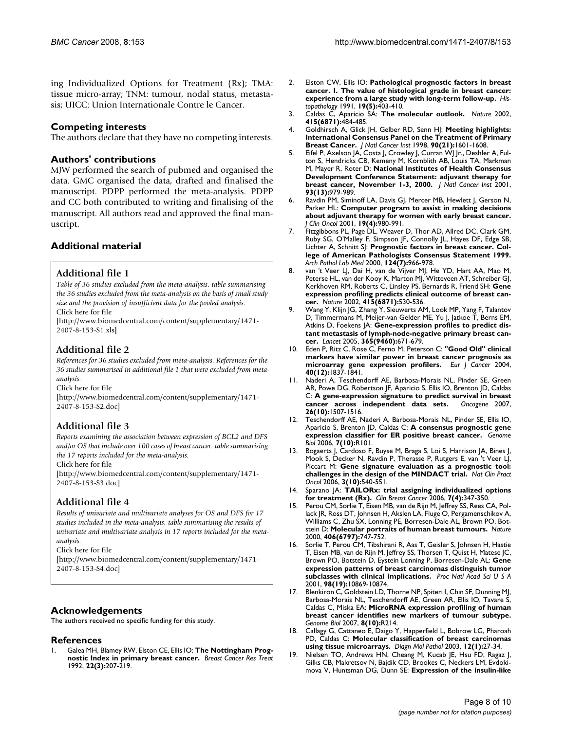ing Individualized Options for Treatment (Rx); TMA: tissue micro-array; TNM: tumour, nodal status, metastasis; UICC: Union Internationale Contre le Cancer.

## Competing interests

The authors declare that they have no competing interests.

## Authors' contributions

MJW performed the search of pubmed and organised the data. GMC organised the data, drafted and finalised the manuscript. PDPP performed the meta-analysis. PDPP and CC both contributed to writing and finalising of the manuscript. All authors read and approved the final manuscript.

## Additional material

### Additional file 1

*Table of 36 studies excluded from the meta-analysis. table summarising the 36 studies excluded from the meta-analysis on the basis of small study size and the provision of insufficient data for the pooled analysis.*
Click here for file
[http://www.biomedcentral.com/content/supplementary/1471-2407-8-153-S1.xls]

### Additional file 2

*References for 36 studies excluded from meta-analysis. References for the 36 studies summarised in additional file 1 that were excluded from meta-analysis.*
Click here for file
[http://www.biomedcentral.com/content/supplementary/1471-2407-8-153-S2.doc]

### Additional file 3

*Reports examining the association between expression of BCL2 and DFS and/or OS that include over 100 cases of breast cancer. table summarising the 17 reports included for the meta-analysis.*
Click here for file
[http://www.biomedcentral.com/content/supplementary/1471-2407-8-153-S3.doc]

### Additional file 4

*Results of univariate and multivariate analyses for OS and DFS for 17 studies included in the meta-analysis. table summarising the results of univariate and multivariate analysis in 17 reports included for the meta-analysis.*
Click here for file
[http://www.biomedcentral.com/content/supplementary/1471-2407-8-153-S4.doc]

## Acknowledgements

The authors received no specific funding for this study.

## References

1. Galea MH, Blamey RW, Elston CE, Ellis IO: **The Nottingham Prognostic Index in primary breast cancer.** *Breast Cancer Res Treat* 1992, **22(3):**207-219.
2. Elston CW, Ellis IO: **Pathological prognostic factors in breast cancer. I. The value of histological grade in breast cancer: experience from a large study with long-term follow-up.** *Histopathology* 1991, **19(5):**403-410.
3. Caldas C, Aparicio SA: **The molecular outlook.** *Nature* 2002, **415(6871):**484-485.
4. Goldhirsch A, Glick JH, Gelber RD, Senn HJ: **Meeting highlights: International Consensus Panel on the Treatment of Primary Breast Cancer.** *J Natl Cancer Inst* 1998, **90(21):**1601-1608.
5. Eifel P, Axelson JA, Costa J, Crowley J, Curran WJ Jr., Deshler A, Fulton S, Hendricks CB, Kemeny M, Kornblith AB, Louis TA, Markman M, Mayer R, Roter D: **National Institutes of Health Consensus Development Conference Statement: adjuvant therapy for breast cancer, November 1-3, 2000.** *J Natl Cancer Inst* 2001, **93(13):**979-989.
6. Ravdin PM, Siminoff LA, Davis GJ, Mercer MB, Hewlett J, Gerson N, Parker HL: **Computer program to assist in making decisions about adjuvant therapy for women with early breast cancer.** *J Clin Oncol* 2001, **19(4):**980-991.
7. Fitzgibbons PL, Page DL, Weaver D, Thor AD, Allred DC, Clark GM, Ruby SG, O'Malley F, Simpson JF, Connolly JL, Hayes DF, Edge SB, Lichter A, Schnitt SJ: **Prognostic factors in breast cancer. College of American Pathologists Consensus Statement 1999.** *Arch Pathol Lab Med* 2000, **124(7):**966-978.
8. van 't Veer LJ, Dai H, van de Vijver MJ, He YD, Hart AA, Mao M, Peterse HL, van der Kooy K, Marton MJ, Witteveen AT, Schreiber GJ, Kerkhoven RM, Roberts C, Linsley PS, Bernards R, Friend SH: **Gene expression profiling predicts clinical outcome of breast cancer.** *Nature* 2002, **415(6871):**530-536.
9. Wang Y, Klijn JG, Zhang Y, Sieuwerts AM, Look MP, Yang F, Talantov D, Timmermans M, Meijer-van Gelder ME, Yu J, Jatkoe T, Berns EM, Atkins D, Foekens JA: **Gene-expression profiles to predict distant metastasis of lymph-node-negative primary breast cancer.** *Lancet* 2005, **365(9460):**671-679.
10. Eden P, Ritz C, Rose C, Ferno M, Peterson C: **"Good Old" clinical markers have similar power in breast cancer prognosis as microarray gene expression profilers.** *Eur J Cancer* 2004, **40(12):**1837-1841.
11. Naderi A, Teschendorff AE, Barbosa-Morais NL, Pinder SE, Green AR, Powe DG, Robertson JF, Aparicio S, Ellis IO, Brenton JD, Caldas C: **A gene-expression signature to predict survival in breast cancer across independent data sets.** *Oncogene* 2007, **26(10):**1507-1516.
12. Teschendorff AE, Naderi A, Barbosa-Morais NL, Pinder SE, Ellis IO, Aparicio S, Brenton JD, Caldas C: **A consensus prognostic gene expression classifier for ER positive breast cancer.** *Genome Biol* 2006, **7(10):**R101.
13. Bogaerts J, Cardoso F, Buyse M, Braga S, Loi S, Harrison JA, Bines J, Mook S, Decker N, Ravdin P, Therasse P, Rutgers E, van 't Veer LJ, Piccart M: **Gene signature evaluation as a prognostic tool: challenges in the design of the MINDACT trial.** *Nat Clin Pract Oncol* 2006, **3(10):**540-551.
14. Sparano JA: **TAILORx: trial assigning individualized options for treatment (Rx).** *Clin Breast Cancer* 2006, **7(4):**347-350.
15. Perou CM, Sorlie T, Eisen MB, van de Rijn M, Jeffrey SS, Rees CA, Pollack JR, Ross DT, Johnsen H, Akslen LA, Fluge O, Pergamenschikov A, Williams C, Zhu SX, Lonning PE, Borresen-Dale AL, Brown PO, Botstein D: **Molecular portraits of human breast tumours.** *Nature* 2000, **406(6797):**747-752.
16. Sorlie T, Perou CM, Tibshirani R, Aas T, Geisler S, Johnsen H, Hastie T, Eisen MB, van de Rijn M, Jeffrey SS, Thorsen T, Quist H, Matese JC, Brown PO, Botstein D, Eystein Lonning P, Borresen-Dale AL: **Gene expression patterns of breast carcinomas distinguish tumor subclasses with clinical implications.** *Proc Natl Acad Sci U S A* 2001, **98(19):**10869-10874.
17. Blenkiron C, Goldstein LD, Thorne NP, Spiteri I, Chin SF, Dunning MJ, Barbosa-Morais NL, Teschendorff AE, Green AR, Ellis IO, Tavare S, Caldas C, Miska EA: **MicroRNA expression profiling of human breast cancer identifies new markers of tumour subtype.** *Genome Biol* 2007, **8(10):**R214.
18. Callagy G, Cattaneo E, Daigo Y, Happerfield L, Bobrow LG, Pharoah PD, Caldas C: **Molecular classification of breast carcinomas using tissue microarrays.** *Diagn Mol Pathol* 2003, **12(1):**27-34.
19. Nielsen TO, Andrews HN, Cheang M, Kucab JE, Hsu FD, Ragaz J, Gilks CB, Makretsov N, Bajdik CD, Brookes C, Neckers LM, Evdokimova V, Huntsman DG, Dunn SE: **Expression of the insulin-like**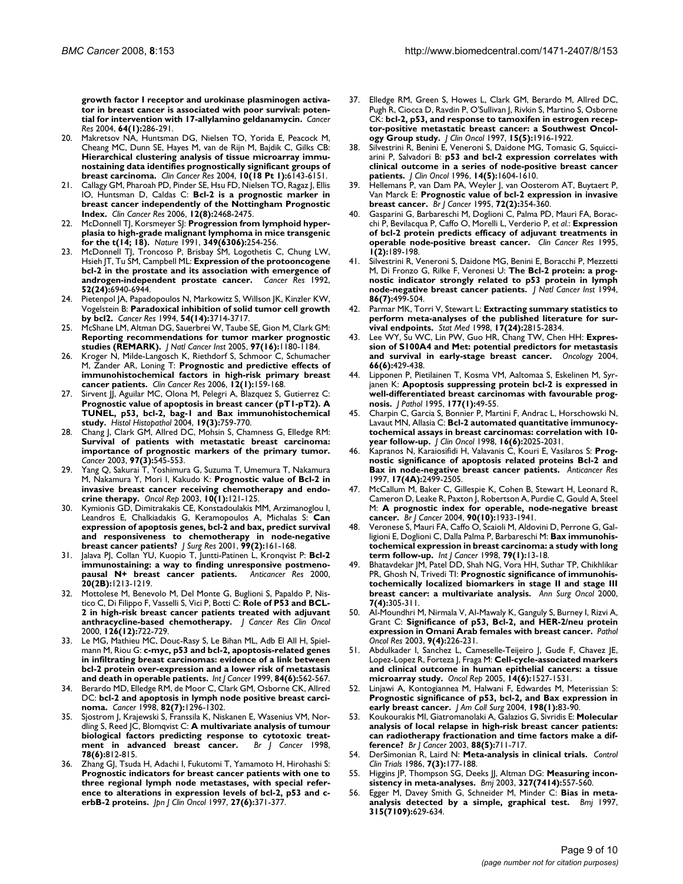growth factor I receptor and urokinase plasminogen activator in breast cancer is associated with poor survival: potential for intervention with 17-allylamino geldanamycin. *Cancer Res* 2004, **64(1)**:286-291.

20. Makretsov NA, Huntsman DG, Nielsen TO, Yorida E, Peacock M, Cheang MC, Dunn SE, Hayes M, van de Rijn M, Bajdik C, Gilks CB: **Hierarchical clustering analysis of tissue microarray immunostaining data identifies prognostically significant groups of breast carcinoma.** *Clin Cancer Res* 2004, **10(18 Pt 1)**:6143-6151.
21. Callagy GM, Pharoah PD, Pinder SE, Hsu FD, Nielsen TO, Ragaz J, Ellis IO, Huntsman D, Caldas C: **Bcl-2 is a prognostic marker in breast cancer independently of the Nottingham Prognostic Index.** *Clin Cancer Res* 2006, **12(8)**:2468-2475.
22. McDonnell TJ, Korsmeyer SJ: **Progression from lymphoid hyperplasia to high-grade malignant lymphoma in mice transgenic for the t(14; 18).** *Nature* 1991, **349(6306)**:254-256.
23. McDonnell TJ, Troncoso P, Brisbay SM, Logothetis C, Chung LW, Hsieh JT, Tu SM, Campbell ML: **Expression of the protooncogene bcl-2 in the prostate and its association with emergence of androgen-independent prostate cancer.** *Cancer Res* 1992, **52(24)**:6940-6944.
24. Pietenpol JA, Papadopoulos N, Markowitz S, Willson JK, Kinzler KW, Vogelstein B: **Paradoxical inhibition of solid tumor cell growth by bcl2.** *Cancer Res* 1994, **54(14)**:3714-3717.
25. McShane LM, Altman DG, Sauerbrei W, Taube SE, Gion M, Clark GM: **Reporting recommendations for tumor marker prognostic studies (REMARK).** *J Natl Cancer Inst* 2005, **97(16)**:1180-1184.
26. Kroger N, Milde-Langosch K, Riethdorf S, Schmoor C, Schumacher M, Zander AR, Loning T: **Prognostic and predictive effects of immunohistochemical factors in high-risk primary breast cancer patients.** *Clin Cancer Res* 2006, **12(1)**:159-168.
27. Sirvent JJ, Aguilar MC, Olona M, Pelegri A, Blazquez S, Gutierrez C: **Prognostic value of apoptosis in breast cancer (pT1-pT2). A TUNEL, p53, bcl-2, bag-1 and Bax immunohistochemical study.** *Histol Histopathol* 2004, **19(3)**:759-770.
28. Chang J, Clark GM, Allred DC, Mohsin S, Chamness G, Elledge RM: **Survival of patients with metastatic breast carcinoma: importance of prognostic markers of the primary tumor.** *Cancer* 2003, **97(3)**:545-553.
29. Yang Q, Sakurai T, Yoshimura G, Suzuma T, Umemura T, Nakamura M, Nakamura Y, Mori I, Kakudo K: **Prognostic value of Bcl-2 in invasive breast cancer receiving chemotherapy and endocrine therapy.** *Oncol Rep* 2003, **10(1)**:121-125.
30. Kymionis GD, Dimitrakakis CE, Konstadoulakis MM, Arzimanoglou I, Leandros E, Chalkiadakis G, Keramopoulos A, Michalas S: **Can expression of apoptosis genes, bcl-2 and bax, predict survival and responsiveness to chemotherapy in node-negative breast cancer patients?** *J Surg Res* 2001, **99(2)**:161-168.
31. Jalava PJ, Collan YU, Kuopio T, Juntti-Patinen L, Kronqvist P: **Bcl-2 immunostaining: a way to finding unresponsive postmenopausal N+ breast cancer patients.** *Anticancer Res* 2000, **20(2B)**:1213-1219.
32. Mottolese M, Benevolo M, Del Monte G, Buglioni S, Papaldo P, Nistico C, Di Filippo F, Vasselli S, Vici P, Botti C: **Role of P53 and BCL-2 in high-risk breast cancer patients treated with adjuvant anthracycline-based chemotherapy.** *J Cancer Res Clin Oncol* 2000, **126(12)**:722-729.
33. Le MG, Mathieu MC, Douc-Rasy S, Le Bihan ML, Adb El All H, Spielmann M, Riou G: **c-myc, p53 and bcl-2, apoptosis-related genes in infiltrating breast carcinomas: evidence of a link between bcl-2 protein over-expression and a lower risk of metastasis and death in operable patients.** *Int J Cancer* 1999, **84(6)**:562-567.
34. Berardo MD, Elledge RM, de Moor C, Clark GM, Osborne CK, Allred DC: **bcl-2 and apoptosis in lymph node positive breast carcinoma.** *Cancer* 1998, **82(7)**:1296-1302.
35. Sjostrom J, Krajewski S, Franssila K, Niskanen E, Wasenius VM, Nordling S, Reed JC, Blomqvist C: **A multivariate analysis of tumour biological factors predicting response to cytotoxic treatment in advanced breast cancer.** *Br J Cancer* 1998, **78(6)**:812-815.
36. Zhang GJ, Tsuda H, Adachi I, Fukutomi T, Yamamoto H, Hirohashi S: **Prognostic indicators for breast cancer patients with one to three regional lymph node metastases, with special reference to alterations in expression levels of bcl-2, p53 and c-erbB-2 proteins.** *Jpn J Clin Oncol* 1997, **27(6)**:371-377.
37. Elledge RM, Green S, Howes L, Clark GM, Berardo M, Allred DC, Pugh R, Ciocca D, Ravdin P, O'Sullivan J, Rivkin S, Martino S, Osborne CK: **bcl-2, p53, and response to tamoxifen in estrogen receptor-positive metastatic breast cancer: a Southwest Oncology Group study.** *J Clin Oncol* 1997, **15(5)**:1916-1922.
38. Silvestrini R, Benini E, Veneroni S, Daidone MG, Tomasic G, Squicciarini P, Salvadori B: **p53 and bcl-2 expression correlates with clinical outcome in a series of node-positive breast cancer patients.** *J Clin Oncol* 1996, **14(5)**:1604-1610.
39. Hellemans P, van Dam PA, Weyler J, van Oosterom AT, Buytaert P, Van Marck E: **Prognostic value of bcl-2 expression in invasive breast cancer.** *Br J Cancer* 1995, **72(2)**:354-360.
40. Gasparini G, Barbareschi M, Doglioni C, Palma PD, Mauri FA, Boracchi P, Bevilacqua P, Caffo O, Morelli L, Verderio P, *et al.*: **Expression of bcl-2 protein predicts efficacy of adjuvant treatments in operable node-positive breast cancer.** *Clin Cancer Res* 1995, **1(2)**:189-198.
41. Silvestrini R, Veneroni S, Daidone MG, Benini E, Boracchi P, Mezzetti M, Di Fronzo G, Rilke F, Veronesi U: **The Bcl-2 protein: a prognostic indicator strongly related to p53 protein in lymph node-negative breast cancer patients.** *J Natl Cancer Inst* 1994, **86(7)**:499-504.
42. Parmar MK, Torri V, Stewart L: **Extracting summary statistics to perform meta-analyses of the published literature for survival endpoints.** *Stat Med* 1998, **17(24)**:2815-2834.
43. Lee WY, Su WC, Lin PW, Guo HR, Chang TW, Chen HH: **Expression of S100A4 and Met: potential predictors for metastasis and survival in early-stage breast cancer.** *Oncology* 2004, **66(6)**:429-438.
44. Lipponen P, Pietilainen T, Kosma VM, Aaltomaa S, Eskelinen M, Syrjanen K: **Apoptosis suppressing protein bcl-2 is expressed in well-differentiated breast carcinomas with favourable prognosis.** *J Pathol* 1995, **177(1)**:49-55.
45. Charpin C, Garcia S, Bonnier P, Martini F, Andrac L, Horschowski N, Lavaut MN, Allasia C: **Bcl-2 automated quantitative immunocytochemical assays in breast carcinomas: correlation with 10-year follow-up.** *J Clin Oncol* 1998, **16(6)**:2025-2031.
46. Kapranos N, Karaiosifidi H, Valavanis C, Kouri E, Vasilaros S: **Prognostic significance of apoptosis related proteins Bcl-2 and Bax in node-negative breast cancer patients.** *Anticancer Res* 1997, **17(4A)**:2499-2505.
47. McCallum M, Baker C, Gillespie K, Cohen B, Stewart H, Leonard R, Cameron D, Leake R, Paxton J, Robertson A, Purdie C, Gould A, Steel M: **A prognostic index for operable, node-negative breast cancer.** *Br J Cancer* 2004, **90(10)**:1933-1941.
48. Veronese S, Mauri FA, Caffo O, Scaioli M, Aldovini D, Perrone G, Galligioni E, Doglioni C, Dalla Palma P, Barbareschi M: **Bax immunohistochemical expression in breast carcinoma: a study with long term follow-up.** *Int J Cancer* 1998, **79(1)**:13-18.
49. Bhatavdekar JM, Patel DD, Shah NG, Vora HH, Suthar TP, Chikhlikar PR, Ghosh N, Trivedi TI: **Prognostic significance of immunohistochemically localized biomarkers in stage II and stage III breast cancer: a multivariate analysis.** *Ann Surg Oncol* 2000, **7(4)**:305-311.
50. Al-Moundhri M, Nirmala V, Al-Mawaly K, Ganguly S, Burney I, Rizvi A, Grant C: **Significance of p53, Bcl-2, and HER-2/neu protein expression in Omani Arab females with breast cancer.** *Pathol Oncol Res* 2003, **9(4)**:226-231.
51. Abdulkader I, Sanchez L, Cameselle-Teijeiro J, Gude F, Chavez JE, Lopez-Lopez R, Forteza J, Fraga M: **Cell-cycle-associated markers and clinical outcome in human epithelial cancers: a tissue microarray study.** *Oncol Rep* 2005, **14(6)**:1527-1531.
52. Linjawi A, Kontogiannea M, Halwani F, Edwardes M, Meterissian S: **Prognostic significance of p53, bcl-2, and Bax expression in early breast cancer.** *J Am Coll Surg* 2004, **198(1)**:83-90.
53. Koukourakis MI, Giatromanolaki A, Galazios G, Sivridis E: **Molecular analysis of local relapse in high-risk breast cancer patients: can radiotherapy fractionation and time factors make a difference?** *Br J Cancer* 2003, **88(5)**:711-717.
54. DerSimonian R, Laird N: **Meta-analysis in clinical trials.** *Control Clin Trials* 1986, **7(3)**:177-188.
55. Higgins JP, Thompson SG, Deeks JJ, Altman DG: **Measuring inconsistency in meta-analyses.** *Bmj* 2003, **327(7414)**:557-560.
56. Egger M, Davey Smith G, Schneider M, Minder C: **Bias in meta-analysis detected by a simple, graphical test.** *Bmj* 1997, **315(7109)**:629-634.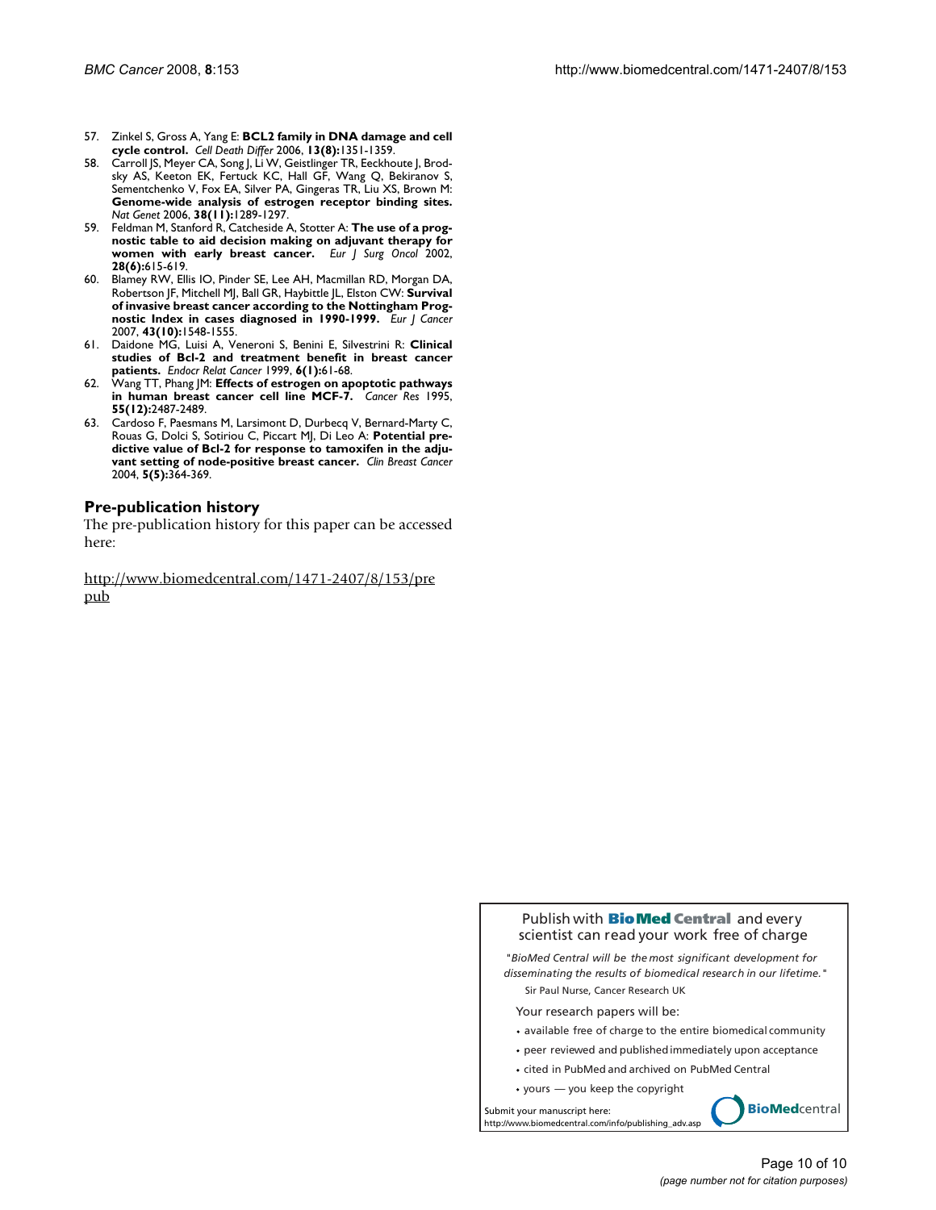57. Zinkel S, Gross A, Yang E: **BCL2 family in DNA damage and cell cycle control.** *Cell Death Differ* 2006, **13(8):**1351-1359.
58. Carroll JS, Meyer CA, Song J, Li W, Geistlinger TR, Eeckhoute J, Brodsky AS, Keeton EK, Fertuck KC, Hall GF, Wang Q, Bekiranov S, Sementchenko V, Fox EA, Silver PA, Gingeras TR, Liu XS, Brown M: **Genome-wide analysis of estrogen receptor binding sites.** *Nat Genet* 2006, **38(11):**1289-1297.
59. Feldman M, Stanford R, Catcheside A, Stotter A: **The use of a prognostic table to aid decision making on adjuvant therapy for women with early breast cancer.** *Eur J Surg Oncol* 2002, **28(6):**615-619.
60. Blamey RW, Ellis IO, Pinder SE, Lee AH, Macmillan RD, Morgan DA, Robertson JF, Mitchell MJ, Ball GR, Haybittle JL, Elston CW: **Survival of invasive breast cancer according to the Nottingham Prognostic Index in cases diagnosed in 1990-1999.** *Eur J Cancer* 2007, **43(10):**1548-1555.
61. Daidone MG, Luisi A, Veneroni S, Benini E, Silvestrini R: **Clinical studies of Bcl-2 and treatment benefit in breast cancer patients.** *Endocr Relat Cancer* 1999, **6(1):**61-68.
62. Wang TT, Phang JM: **Effects of estrogen on apoptotic pathways in human breast cancer cell line MCF-7.** *Cancer Res* 1995, **55(12):**2487-2489.
63. Cardoso F, Paesmans M, Larsimont D, Durbecq V, Bernard-Marty C, Rouas G, Dolci S, Sotiriou C, Piccart MJ, Di Leo A: **Potential predictive value of Bcl-2 for response to tamoxifen in the adjuvant setting of node-positive breast cancer.** *Clin Breast Cancer* 2004, **5(5):**364-369.

## Pre-publication history

The pre-publication history for this paper can be accessed here:

http://www.biomedcentral.com/1471-2407/8/153/prepub

Publish with **BioMed Central** and every scientist can read your work free of charge

*"BioMed Central will be the most significant development for disseminating the results of biomedical research in our lifetime."*

Sir Paul Nurse, Cancer Research UK

Your research papers will be:

- available free of charge to the entire biomedical community
- peer reviewed and published immediately upon acceptance
- cited in PubMed and archived on PubMed Central
- yours — you keep the copyright

Submit your manuscript here:
http://www.biomedcentral.com/info/publishing_adv.asp

**BioMed**central